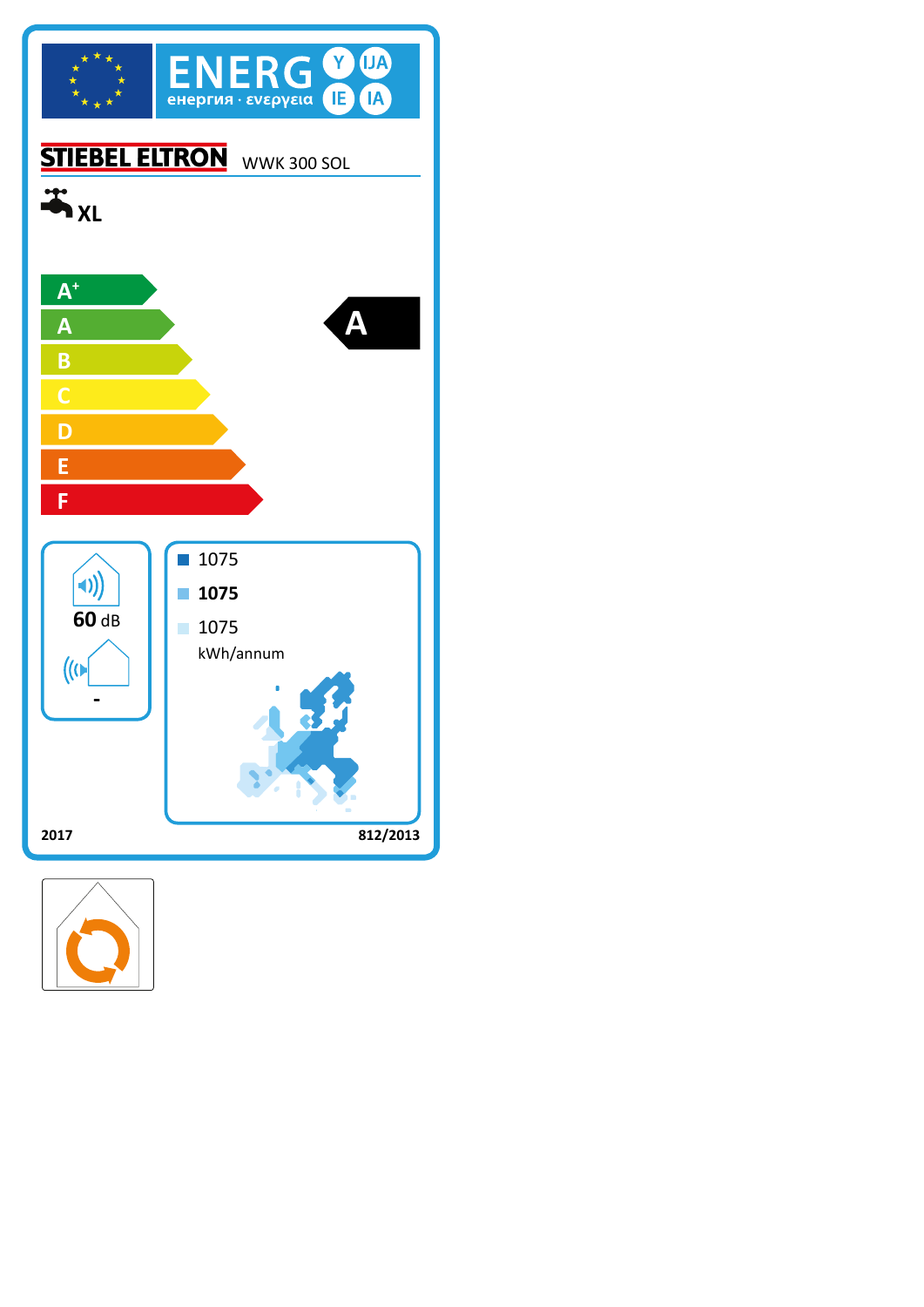ENERG Y IJA IE IA

енергия · ενεργεια

STIEBEL ELTRON WWK 300 SOL

XL

A+

A

B

C

D

E

F

**A**

60 dB

-

1075

**1075**

1075

kWh/annum

2017

812/2013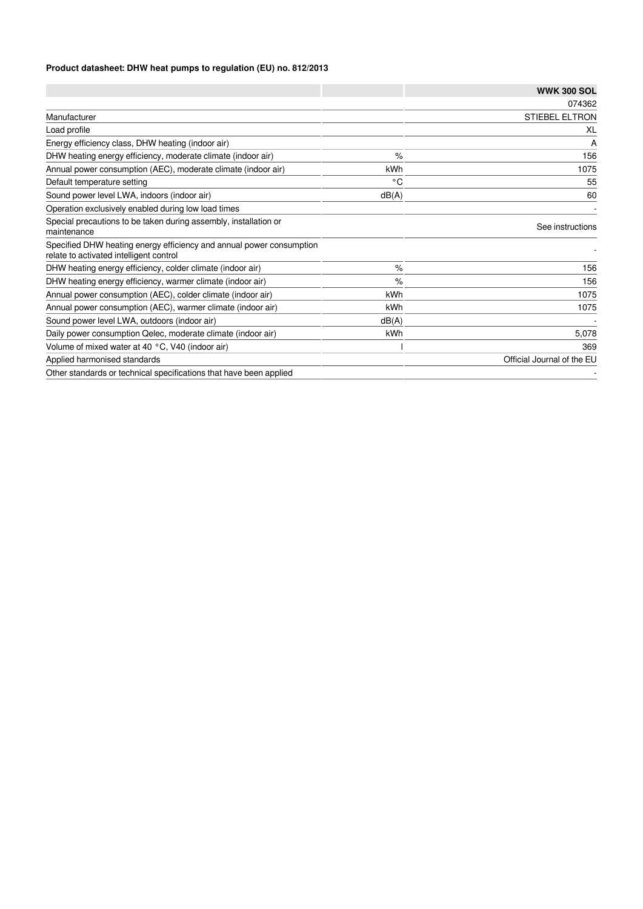**Product datasheet: DHW heat pumps to regulation (EU) no. 812/2013**

| | | WWK 300 SOL |
|---|---|---|
| | | 074362 |
| Manufacturer | | STIEBEL ELTRON |
| Load profile | | XL |
| Energy efficiency class, DHW heating (indoor air) | | A |
| DHW heating energy efficiency, moderate climate (indoor air) | % | 156 |
| Annual power consumption (AEC), moderate climate (indoor air) | kWh | 1075 |
| Default temperature setting | °C | 55 |
| Sound power level LWA, indoors (indoor air) | dB(A) | 60 |
| Operation exclusively enabled during low load times | | - |
| Special precautions to be taken during assembly, installation or maintenance | | See instructions |
| Specified DHW heating energy efficiency and annual power consumption relate to activated intelligent control | | - |
| DHW heating energy efficiency, colder climate (indoor air) | % | 156 |
| DHW heating energy efficiency, warmer climate (indoor air) | % | 156 |
| Annual power consumption (AEC), colder climate (indoor air) | kWh | 1075 |
| Annual power consumption (AEC), warmer climate (indoor air) | kWh | 1075 |
| Sound power level LWA, outdoors (indoor air) | dB(A) | - |
| Daily power consumption Qelec, moderate climate (indoor air) | kWh | 5,078 |
| Volume of mixed water at 40 °C, V40 (indoor air) | l | 369 |
| Applied harmonised standards | | Official Journal of the EU |
| Other standards or technical specifications that have been applied | | - |